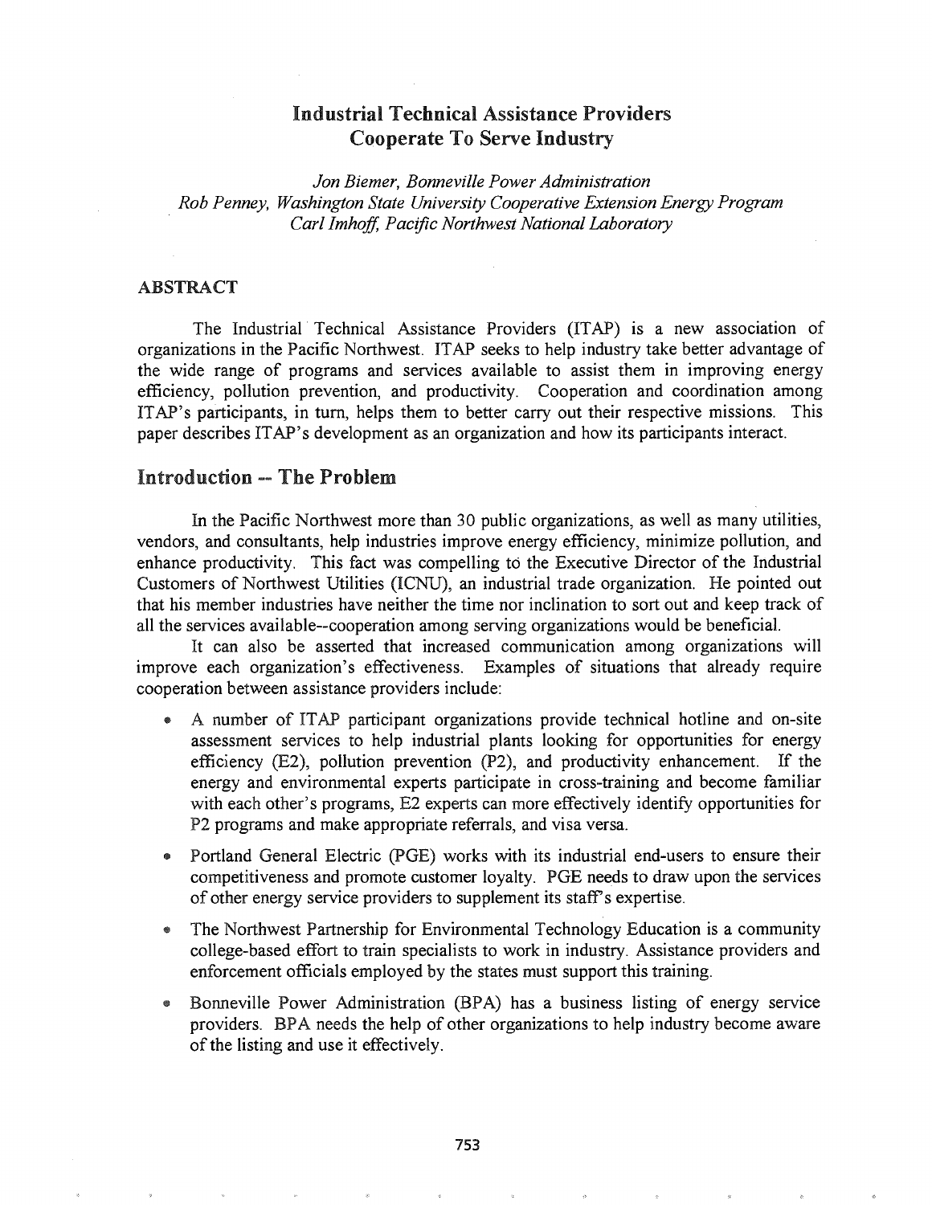# Industrial Technical Assistance Providers Cooperate To Serve Industry

*Jon Biemer, Bonneville Power Administration*
*Rob Penney, Washington State University Cooperative Extension Energy Program*
*Carl Imhoff, Pacific Northwest National Laboratory*

## ABSTRACT

The Industrial Technical Assistance Providers (ITAP) is a new association of organizations in the Pacific Northwest. ITAP seeks to help industry take better advantage of the wide range of programs and services available to assist them in improving energy efficiency, pollution prevention, and productivity. Cooperation and coordination among ITAP's participants, in turn, helps them to better carry out their respective missions. This paper describes ITAP's development as an organization and how its participants interact.

## Introduction -- The Problem

In the Pacific Northwest more than 30 public organizations, as well as many utilities, vendors, and consultants, help industries improve energy efficiency, minimize pollution, and enhance productivity. This fact was compelling to the Executive Director of the Industrial Customers of Northwest Utilities (ICNU), an industrial trade organization. He pointed out that his member industries have neither the time nor inclination to sort out and keep track of all the services available--cooperation among serving organizations would be beneficial.

It can also be asserted that increased communication among organizations will improve each organization's effectiveness. Examples of situations that already require cooperation between assistance providers include:

- A number of ITAP participant organizations provide technical hotline and on-site assessment services to help industrial plants looking for opportunities for energy efficiency (E2), pollution prevention (P2), and productivity enhancement. If the energy and environmental experts participate in cross-training and become familiar with each other's programs, E2 experts can more effectively identify opportunities for P2 programs and make appropriate referrals, and visa versa.
- Portland General Electric (PGE) works with its industrial end-users to ensure their competitiveness and promote customer loyalty. PGE needs to draw upon the services of other energy service providers to supplement its staff's expertise.
- The Northwest Partnership for Environmental Technology Education is a community college-based effort to train specialists to work in industry. Assistance providers and enforcement officials employed by the states must support this training.
- Bonneville Power Administration (BPA) has a business listing of energy service providers. BPA needs the help of other organizations to help industry become aware of the listing and use it effectively.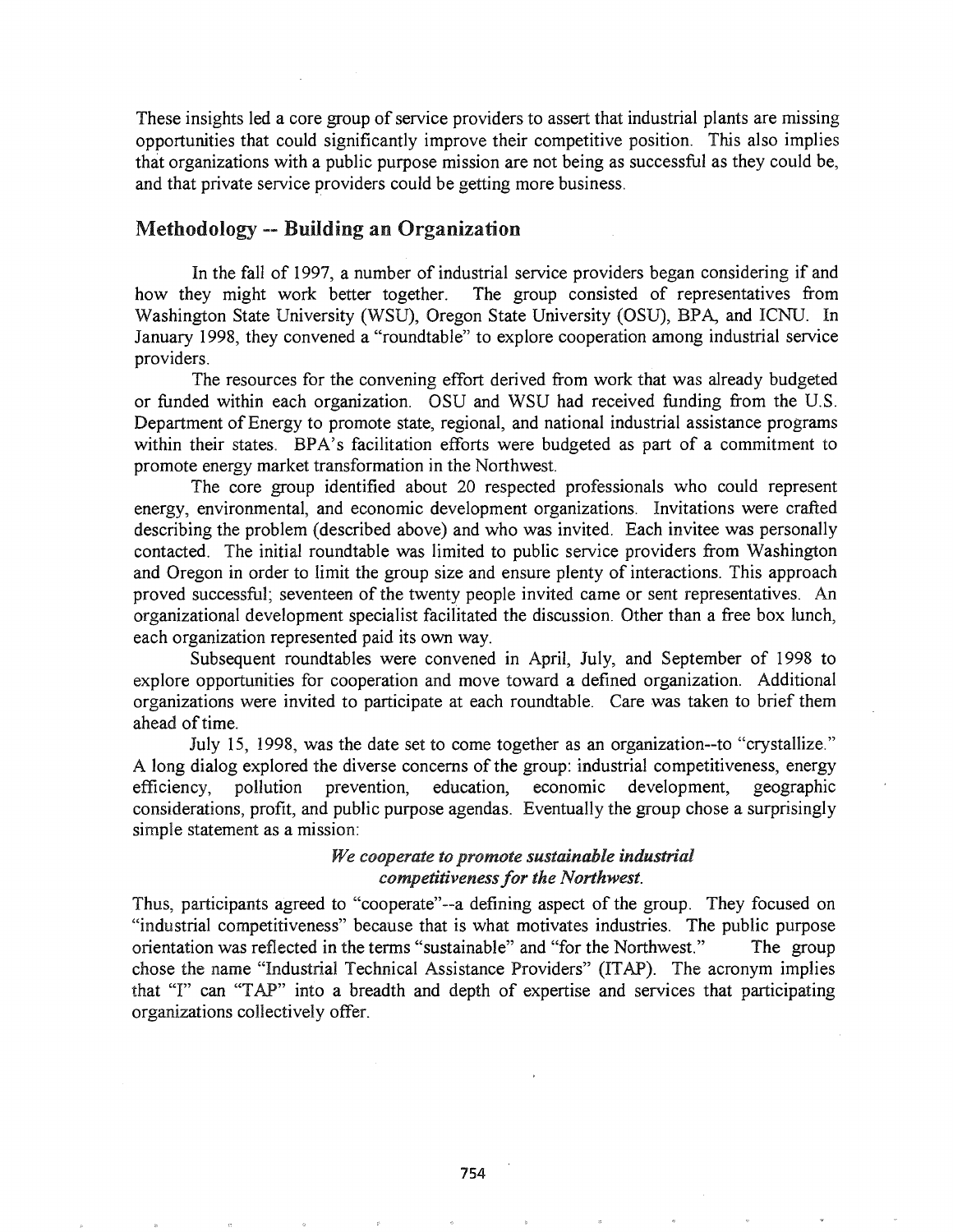These insights led a core group of service providers to assert that industrial plants are missing opportunities that could significantly improve their competitive position. This also implies that organizations with a public purpose mission are not being as successful as they could be, and that private service providers could be getting more business.

## Methodology -- Building an Organization

In the fall of 1997, a number of industrial service providers began considering if and how they might work better together. The group consisted of representatives from Washington State University (WSU), Oregon State University (OSU), BPA, and ICNU. In January 1998, they convened a "roundtable" to explore cooperation among industrial service providers.

The resources for the convening effort derived from work that was already budgeted or funded within each organization. OSU and WSU had received funding from the U.S. Department of Energy to promote state, regional, and national industrial assistance programs within their states. BPA's facilitation efforts were budgeted as part of a commitment to promote energy market transformation in the Northwest.

The core group identified about 20 respected professionals who could represent energy, environmental, and economic development organizations. Invitations were crafted describing the problem (described above) and who was invited. Each invitee was personally contacted. The initial roundtable was limited to public service providers from Washington and Oregon in order to limit the group size and ensure plenty of interactions. This approach proved successful; seventeen of the twenty people invited came or sent representatives. An organizational development specialist facilitated the discussion. Other than a free box lunch, each organization represented paid its own way.

Subsequent roundtables were convened in April, July, and September of 1998 to explore opportunities for cooperation and move toward a defined organization. Additional organizations were invited to participate at each roundtable. Care was taken to brief them ahead of time.

July 15, 1998, was the date set to come together as an organization--to "crystallize." A long dialog explored the diverse concerns of the group: industrial competitiveness, energy efficiency, pollution prevention, education, economic development, geographic considerations, profit, and public purpose agendas. Eventually the group chose a surprisingly simple statement as a mission:

*We cooperate to promote sustainable industrial competitiveness for the Northwest.*

Thus, participants agreed to "cooperate"--a defining aspect of the group. They focused on "industrial competitiveness" because that is what motivates industries. The public purpose orientation was reflected in the terms "sustainable" and "for the Northwest." The group chose the name "Industrial Technical Assistance Providers" (ITAP). The acronym implies that "I" can "TAP" into a breadth and depth of expertise and services that participating organizations collectively offer.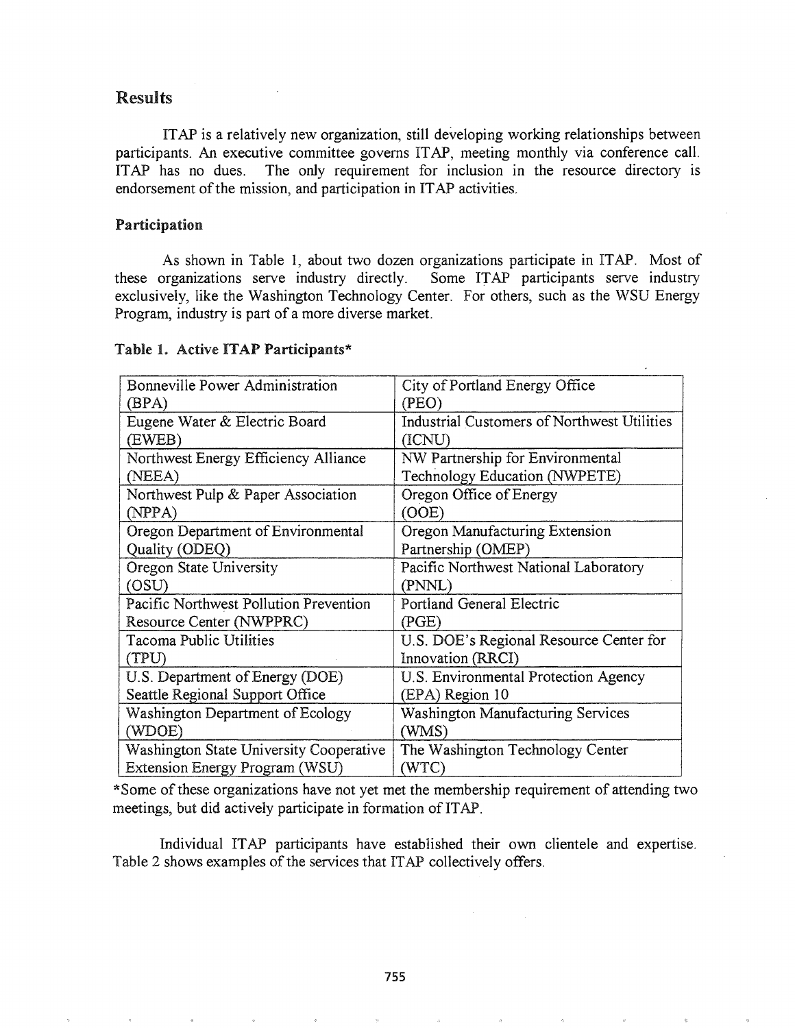## Results

ITAP is a relatively new organization, still developing working relationships between participants. An executive committee governs ITAP, meeting monthly via conference call. ITAP has no dues. The only requirement for inclusion in the resource directory is endorsement of the mission, and participation in ITAP activities.

### Participation

As shown in Table 1, about two dozen organizations participate in ITAP. Most of these organizations serve industry directly. Some ITAP participants serve industry exclusively, like the Washington Technology Center. For others, such as the WSU Energy Program, industry is part of a more diverse market.

**Table 1. Active ITAP Participants***

| | |
|---|---|
| Bonneville Power Administration (BPA) | City of Portland Energy Office (PEO) |
| Eugene Water & Electric Board (EWEB) | Industrial Customers of Northwest Utilities (ICNU) |
| Northwest Energy Efficiency Alliance (NEEA) | NW Partnership for Environmental Technology Education (NWPETE) |
| Northwest Pulp & Paper Association (NPPA) | Oregon Office of Energy (OOE) |
| Oregon Department of Environmental Quality (ODEQ) | Oregon Manufacturing Extension Partnership (OMEP) |
| Oregon State University (OSU) | Pacific Northwest National Laboratory (PNNL) |
| Pacific Northwest Pollution Prevention Resource Center (NWPPRC) | Portland General Electric (PGE) |
| Tacoma Public Utilities (TPU) | U.S. DOE's Regional Resource Center for Innovation (RRCI) |
| U.S. Department of Energy (DOE) Seattle Regional Support Office | U.S. Environmental Protection Agency (EPA) Region 10 |
| Washington Department of Ecology (WDOE) | Washington Manufacturing Services (WMS) |
| Washington State University Cooperative Extension Energy Program (WSU) | The Washington Technology Center (WTC) |

*Some of these organizations have not yet met the membership requirement of attending two meetings, but did actively participate in formation of ITAP.

Individual ITAP participants have established their own clientele and expertise. Table 2 shows examples of the services that ITAP collectively offers.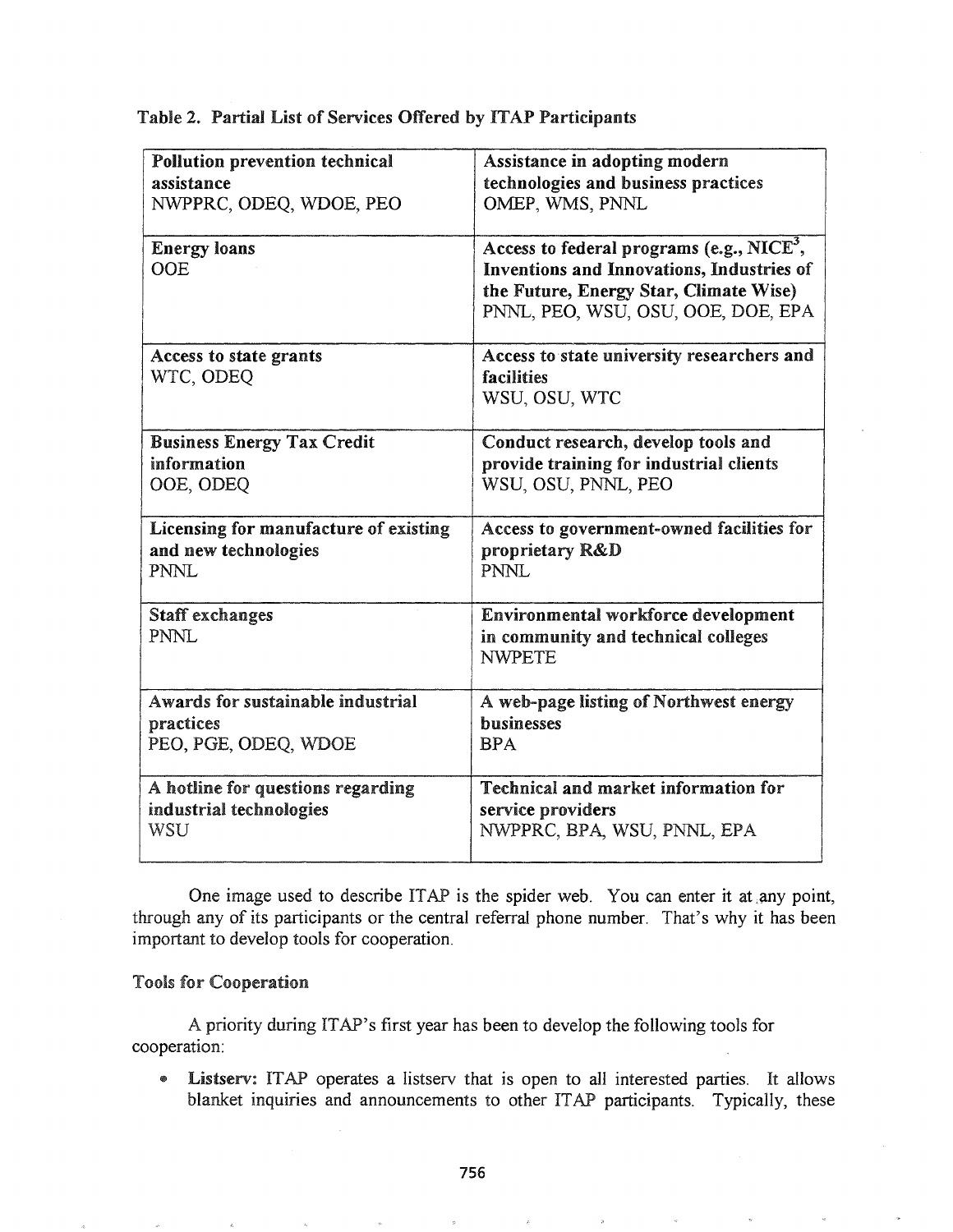Table 2. Partial List of Services Offered by ITAP Participants

| | |
|---|---|
| **Pollution prevention technical assistance**<br>NWPPRC, ODEQ, WDOE, PEO | **Assistance in adopting modern technologies and business practices**<br>OMEP, WMS, PNNL |
| **Energy loans**<br>OOE | **Access to federal programs (e.g., NICE[3], Inventions and Innovations, Industries of the Future, Energy Star, Climate Wise)**<br>PNNL, PEO, WSU, OSU, OOE, DOE, EPA |
| **Access to state grants**<br>WTC, ODEQ | **Access to state university researchers and facilities**<br>WSU, OSU, WTC |
| **Business Energy Tax Credit information**<br>OOE, ODEQ | **Conduct research, develop tools and provide training for industrial clients**<br>WSU, OSU, PNNL, PEO |
| **Licensing for manufacture of existing and new technologies**<br>PNNL | **Access to government-owned facilities for proprietary R&D**<br>PNNL |
| **Staff exchanges**<br>PNNL | **Environmental workforce development in community and technical colleges**<br>NWPETE |
| **Awards for sustainable industrial practices**<br>PEO, PGE, ODEQ, WDOE | **A web-page listing of Northwest energy businesses**<br>BPA |
| **A hotline for questions regarding industrial technologies**<br>WSU | **Technical and market information for service providers**<br>NWPPRC, BPA, WSU, PNNL, EPA |

One image used to describe ITAP is the spider web. You can enter it at any point, through any of its participants or the central referral phone number. That's why it has been important to develop tools for cooperation.

### Tools for Cooperation

A priority during ITAP's first year has been to develop the following tools for cooperation:

- **Listserv:** ITAP operates a listserv that is open to all interested parties. It allows blanket inquiries and announcements to other ITAP participants. Typically, these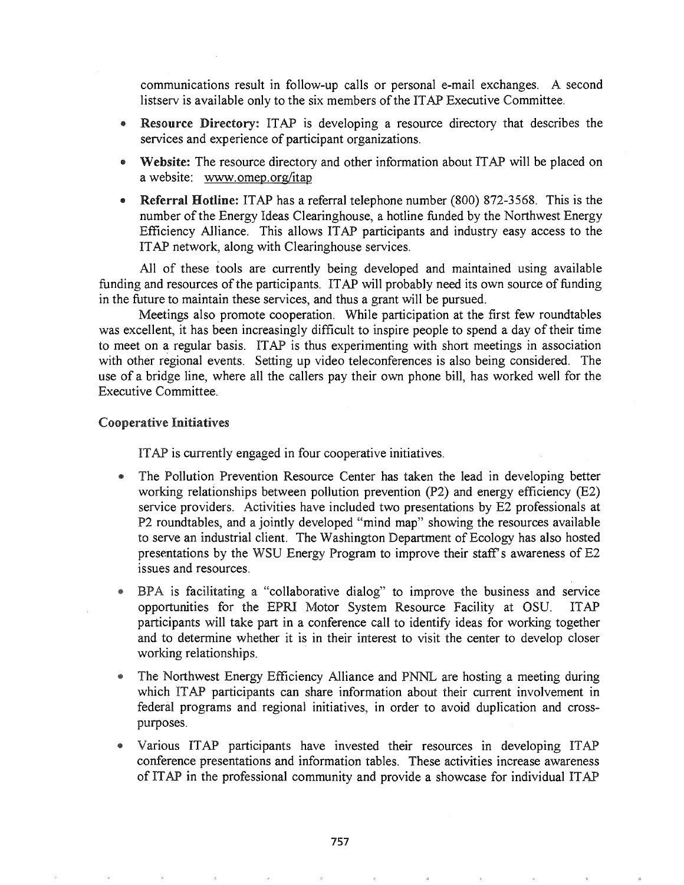communications result in follow-up calls or personal e-mail exchanges. A second listserv is available only to the six members of the ITAP Executive Committee.

- **Resource Directory:** ITAP is developing a resource directory that describes the services and experience of participant organizations.
- **Website:** The resource directory and other information about ITAP will be placed on a website: www.omep.org/itap
- **Referral Hotline:** ITAP has a referral telephone number (800) 872-3568. This is the number of the Energy Ideas Clearinghouse, a hotline funded by the Northwest Energy Efficiency Alliance. This allows ITAP participants and industry easy access to the ITAP network, along with Clearinghouse services.

All of these tools are currently being developed and maintained using available funding and resources of the participants. ITAP will probably need its own source of funding in the future to maintain these services, and thus a grant will be pursued.

Meetings also promote cooperation. While participation at the first few roundtables was excellent, it has been increasingly difficult to inspire people to spend a day of their time to meet on a regular basis. ITAP is thus experimenting with short meetings in association with other regional events. Setting up video teleconferences is also being considered. The use of a bridge line, where all the callers pay their own phone bill, has worked well for the Executive Committee.

### Cooperative Initiatives

ITAP is currently engaged in four cooperative initiatives.

- The Pollution Prevention Resource Center has taken the lead in developing better working relationships between pollution prevention (P2) and energy efficiency (E2) service providers. Activities have included two presentations by E2 professionals at P2 roundtables, and a jointly developed "mind map" showing the resources available to serve an industrial client. The Washington Department of Ecology has also hosted presentations by the WSU Energy Program to improve their staff's awareness of E2 issues and resources.
- BPA is facilitating a "collaborative dialog" to improve the business and service opportunities for the EPRI Motor System Resource Facility at OSU. ITAP participants will take part in a conference call to identify ideas for working together and to determine whether it is in their interest to visit the center to develop closer working relationships.
- The Northwest Energy Efficiency Alliance and PNNL are hosting a meeting during which ITAP participants can share information about their current involvement in federal programs and regional initiatives, in order to avoid duplication and cross-purposes.
- Various ITAP participants have invested their resources in developing ITAP conference presentations and information tables. These activities increase awareness of ITAP in the professional community and provide a showcase for individual ITAP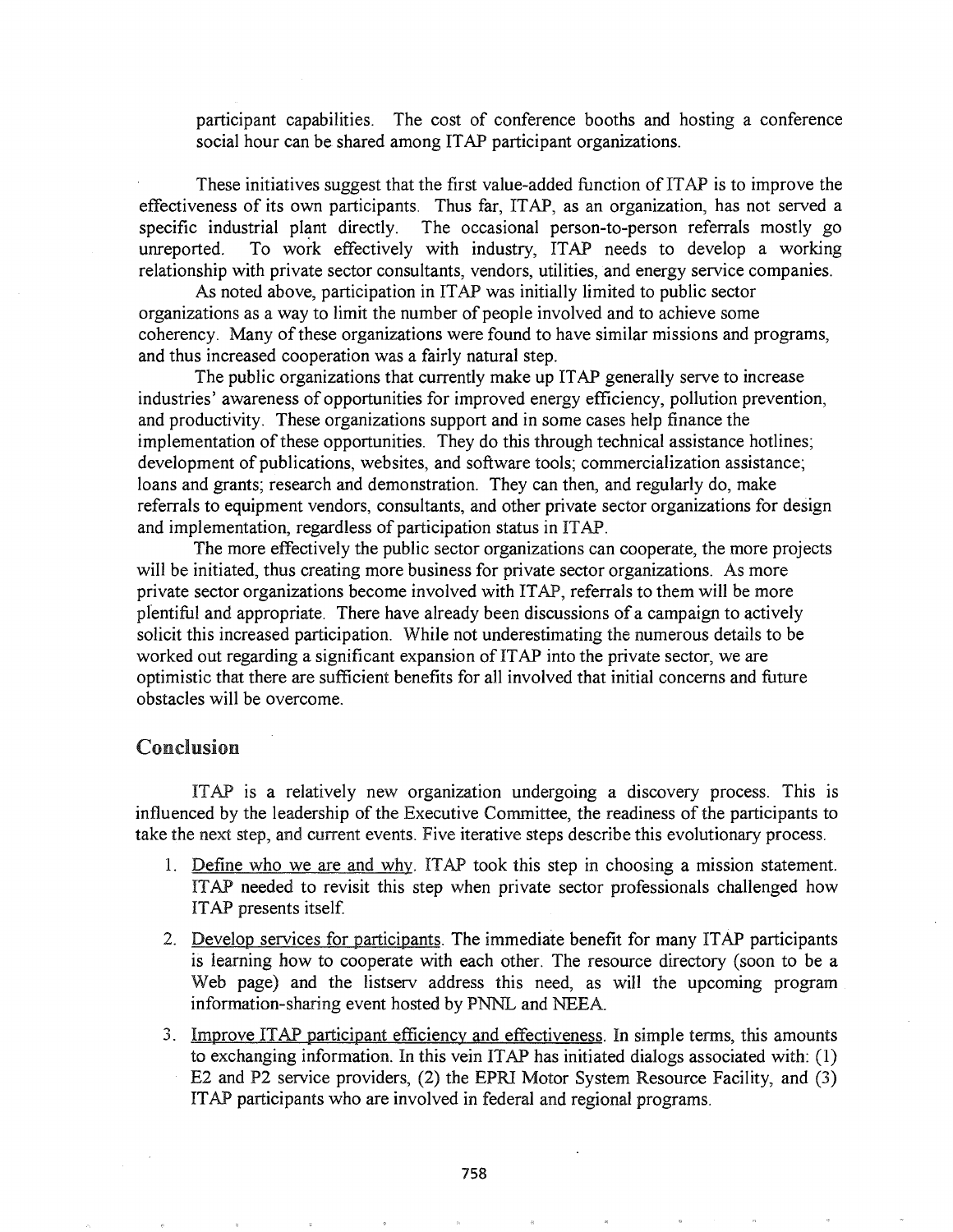participant capabilities. The cost of conference booths and hosting a conference social hour can be shared among ITAP participant organizations.

These initiatives suggest that the first value-added function of ITAP is to improve the effectiveness of its own participants. Thus far, ITAP, as an organization, has not served a specific industrial plant directly. The occasional person-to-person referrals mostly go unreported. To work effectively with industry, ITAP needs to develop a working relationship with private sector consultants, vendors, utilities, and energy service companies.

As noted above, participation in ITAP was initially limited to public sector organizations as a way to limit the number of people involved and to achieve some coherency. Many of these organizations were found to have similar missions and programs, and thus increased cooperation was a fairly natural step.

The public organizations that currently make up ITAP generally serve to increase industries' awareness of opportunities for improved energy efficiency, pollution prevention, and productivity. These organizations support and in some cases help finance the implementation of these opportunities. They do this through technical assistance hotlines; development of publications, websites, and software tools; commercialization assistance; loans and grants; research and demonstration. They can then, and regularly do, make referrals to equipment vendors, consultants, and other private sector organizations for design and implementation, regardless of participation status in ITAP.

The more effectively the public sector organizations can cooperate, the more projects will be initiated, thus creating more business for private sector organizations. As more private sector organizations become involved with ITAP, referrals to them will be more plentiful and appropriate. There have already been discussions of a campaign to actively solicit this increased participation. While not underestimating the numerous details to be worked out regarding a significant expansion of ITAP into the private sector, we are optimistic that there are sufficient benefits for all involved that initial concerns and future obstacles will be overcome.

## Conclusion

ITAP is a relatively new organization undergoing a discovery process. This is influenced by the leadership of the Executive Committee, the readiness of the participants to take the next step, and current events. Five iterative steps describe this evolutionary process.

1. Define who we are and why. ITAP took this step in choosing a mission statement. ITAP needed to revisit this step when private sector professionals challenged how ITAP presents itself.

2. Develop services for participants. The immediate benefit for many ITAP participants is learning how to cooperate with each other. The resource directory (soon to be a Web page) and the listserv address this need, as will the upcoming program information-sharing event hosted by PNNL and NEEA.

3. Improve ITAP participant efficiency and effectiveness. In simple terms, this amounts to exchanging information. In this vein ITAP has initiated dialogs associated with: (1) E2 and P2 service providers, (2) the EPRI Motor System Resource Facility, and (3) ITAP participants who are involved in federal and regional programs.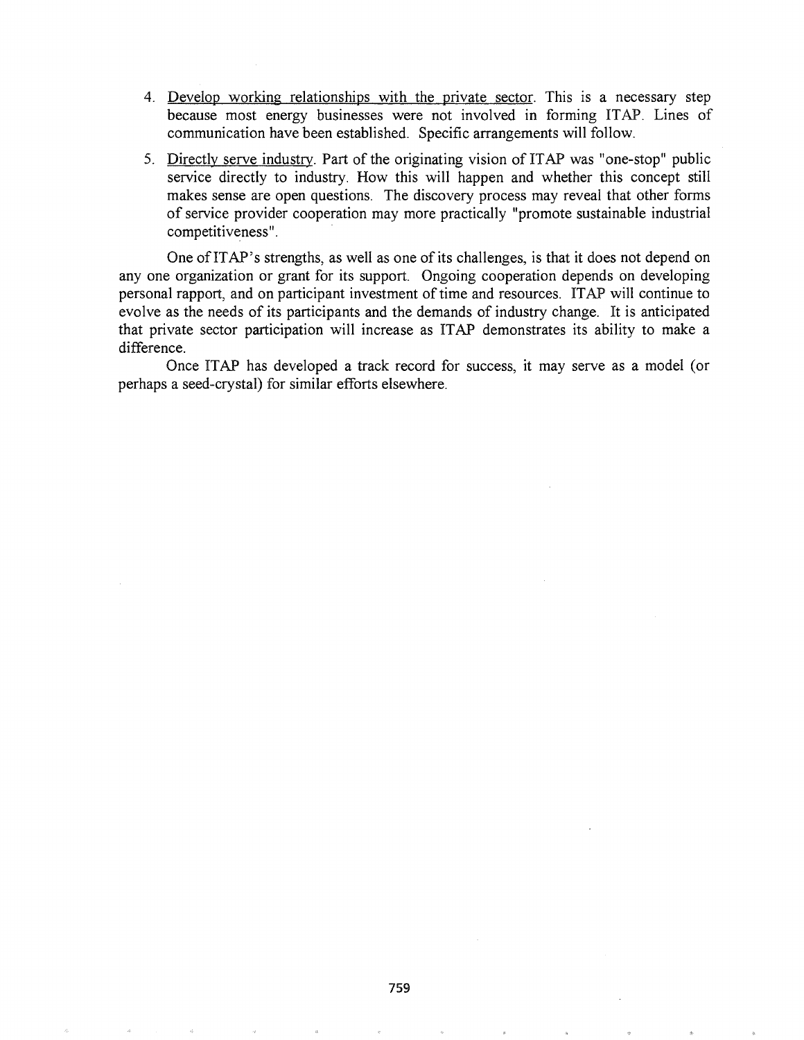4. Develop working relationships with the private sector. This is a necessary step because most energy businesses were not involved in forming ITAP. Lines of communication have been established. Specific arrangements will follow.

5. Directly serve industry. Part of the originating vision of ITAP was "one-stop" public service directly to industry. How this will happen and whether this concept still makes sense are open questions. The discovery process may reveal that other forms of service provider cooperation may more practically "promote sustainable industrial competitiveness".

One of ITAP's strengths, as well as one of its challenges, is that it does not depend on any one organization or grant for its support. Ongoing cooperation depends on developing personal rapport, and on participant investment of time and resources. ITAP will continue to evolve as the needs of its participants and the demands of industry change. It is anticipated that private sector participation will increase as ITAP demonstrates its ability to make a difference.

Once ITAP has developed a track record for success, it may serve as a model (or perhaps a seed-crystal) for similar efforts elsewhere.